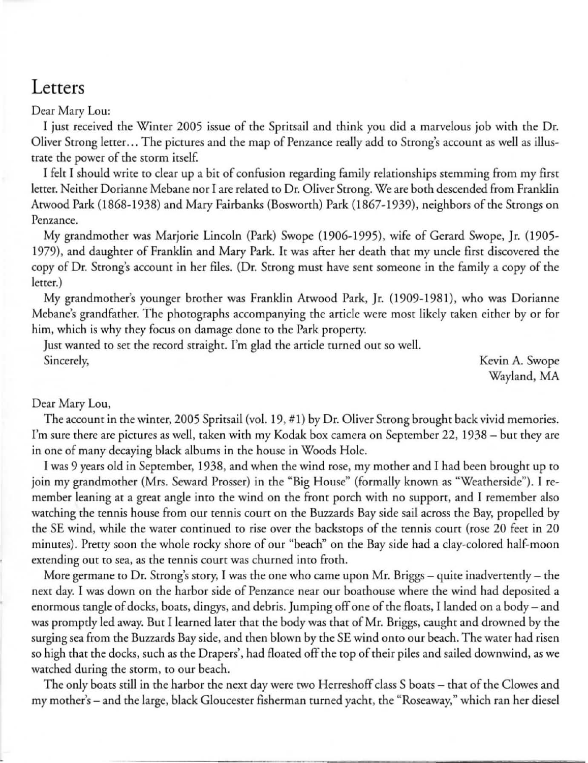# Letters

Dear Mary Lou:

I just received the Winter 2005 issue of the Spritsail and think you did a marvelous job with the Dr. Oliver Strong letter… The pictures and the map of Penzance really add to Strong's account as well as illustrate the power of the storm itself.

I felt I should write to clear up a bit of confusion regarding family relationships stemming from my first letter. Neither Dorianne Mebane nor I are related to Dr. Oliver Strong. We are both descended from Franklin Atwood Park (1868-1938) and Mary Fairbanks (Bosworth) Park (1867-1939), neighbors of the Strongs on Penzance.

My grandmother was Marjorie Lincoln (Park) Swope (1906-1995), wife of Gerard Swope, Jr. (1905-1979), and daughter of Franklin and Mary Park. It was after her death that my uncle first discovered the copy of Dr. Strong's account in her files. (Dr. Strong must have sent someone in the family a copy of the letter.)

My grandmother's younger brother was Franklin Atwood Park, Jr. (1909-1981), who was Dorianne Mebane's grandfather. The photographs accompanying the article were most likely taken either by or for him, which is why they focus on damage done to the Park property.

Just wanted to set the record straight. I'm glad the article turned out so well.

Sincerely,

Kevin A. Swope
Wayland, MA

Dear Mary Lou,

The account in the winter, 2005 Spritsail (vol. 19, #1) by Dr. Oliver Strong brought back vivid memories. I'm sure there are pictures as well, taken with my Kodak box camera on September 22, 1938 – but they are in one of many decaying black albums in the house in Woods Hole.

I was 9 years old in September, 1938, and when the wind rose, my mother and I had been brought up to join my grandmother (Mrs. Seward Prosser) in the "Big House" (formally known as "Weatherside"). I remember leaning at a great angle into the wind on the front porch with no support, and I remember also watching the tennis house from our tennis court on the Buzzards Bay side sail across the Bay, propelled by the SE wind, while the water continued to rise over the backstops of the tennis court (rose 20 feet in 20 minutes). Pretty soon the whole rocky shore of our "beach" on the Bay side had a clay-colored half-moon extending out to sea, as the tennis court was churned into froth.

More germane to Dr. Strong's story, I was the one who came upon Mr. Briggs – quite inadvertently – the next day. I was down on the harbor side of Penzance near our boathouse where the wind had deposited a enormous tangle of docks, boats, dingys, and debris. Jumping off one of the floats, I landed on a body – and was promptly led away. But I learned later that the body was that of Mr. Briggs, caught and drowned by the surging sea from the Buzzards Bay side, and then blown by the SE wind onto our beach. The water had risen so high that the docks, such as the Drapers', had floated off the top of their piles and sailed downwind, as we watched during the storm, to our beach.

The only boats still in the harbor the next day were two Herreshoff class S boats – that of the Clowes and my mother's – and the large, black Gloucester fisherman turned yacht, the "Roseaway," which ran her diesel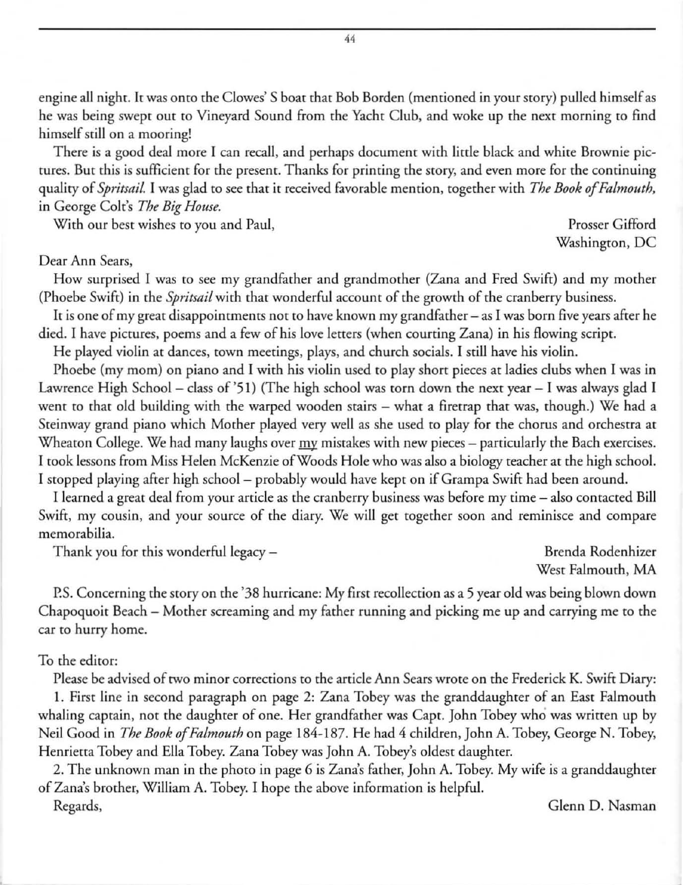engine all night. It was onto the Clowes' S boat that Bob Borden (mentioned in your story) pulled himself as he was being swept out to Vineyard Sound from the Yacht Club, and woke up the next morning to find himself still on a mooring!

There is a good deal more I can recall, and perhaps document with little black and white Brownie pictures. But this is sufficient for the present. Thanks for printing the story, and even more for the continuing quality of *Spritsail.* I was glad to see that it received favorable mention, together with *The Book of Falmouth,* in George Colt's *The Big House.*

With our best wishes to you and Paul,

Prosser Gifford
Washington, DC

Dear Ann Sears,

How surprised I was to see my grandfather and grandmother (Zana and Fred Swift) and my mother (Phoebe Swift) in the *Spritsail* with that wonderful account of the growth of the cranberry business.

It is one of my great disappointments not to have known my grandfather – as I was born five years after he died. I have pictures, poems and a few of his love letters (when courting Zana) in his flowing script.

He played violin at dances, town meetings, plays, and church socials. I still have his violin.

Phoebe (my mom) on piano and I with his violin used to play short pieces at ladies clubs when I was in Lawrence High School – class of '51) (The high school was torn down the next year – I was always glad I went to that old building with the warped wooden stairs – what a firetrap that was, though.) We had a Steinway grand piano which Mother played very well as she used to play for the chorus and orchestra at Wheaton College. We had many laughs over <u>my</u> mistakes with new pieces – particularly the Bach exercises. I took lessons from Miss Helen McKenzie of Woods Hole who was also a biology teacher at the high school. I stopped playing after high school – probably would have kept on if Grampa Swift had been around.

I learned a great deal from your article as the cranberry business was before my time – also contacted Bill Swift, my cousin, and your source of the diary. We will get together soon and reminisce and compare memorabilia.

Thank you for this wonderful legacy –

Brenda Rodenhizer
West Falmouth, MA

P.S. Concerning the story on the '38 hurricane: My first recollection as a 5 year old was being blown down Chapoquoit Beach – Mother screaming and my father running and picking me up and carrying me to the car to hurry home.

To the editor:

Please be advised of two minor corrections to the article Ann Sears wrote on the Frederick K. Swift Diary:

1. First line in second paragraph on page 2: Zana Tobey was the granddaughter of an East Falmouth whaling captain, not the daughter of one. Her grandfather was Capt. John Tobey who was written up by Neil Good in *The Book of Falmouth* on page 184-187. He had 4 children, John A. Tobey, George N. Tobey, Henrietta Tobey and Ella Tobey. Zana Tobey was John A. Tobey's oldest daughter.

2. The unknown man in the photo in page 6 is Zana's father, John A. Tobey. My wife is a granddaughter of Zana's brother, William A. Tobey. I hope the above information is helpful.

Regards,

Glenn D. Nasman